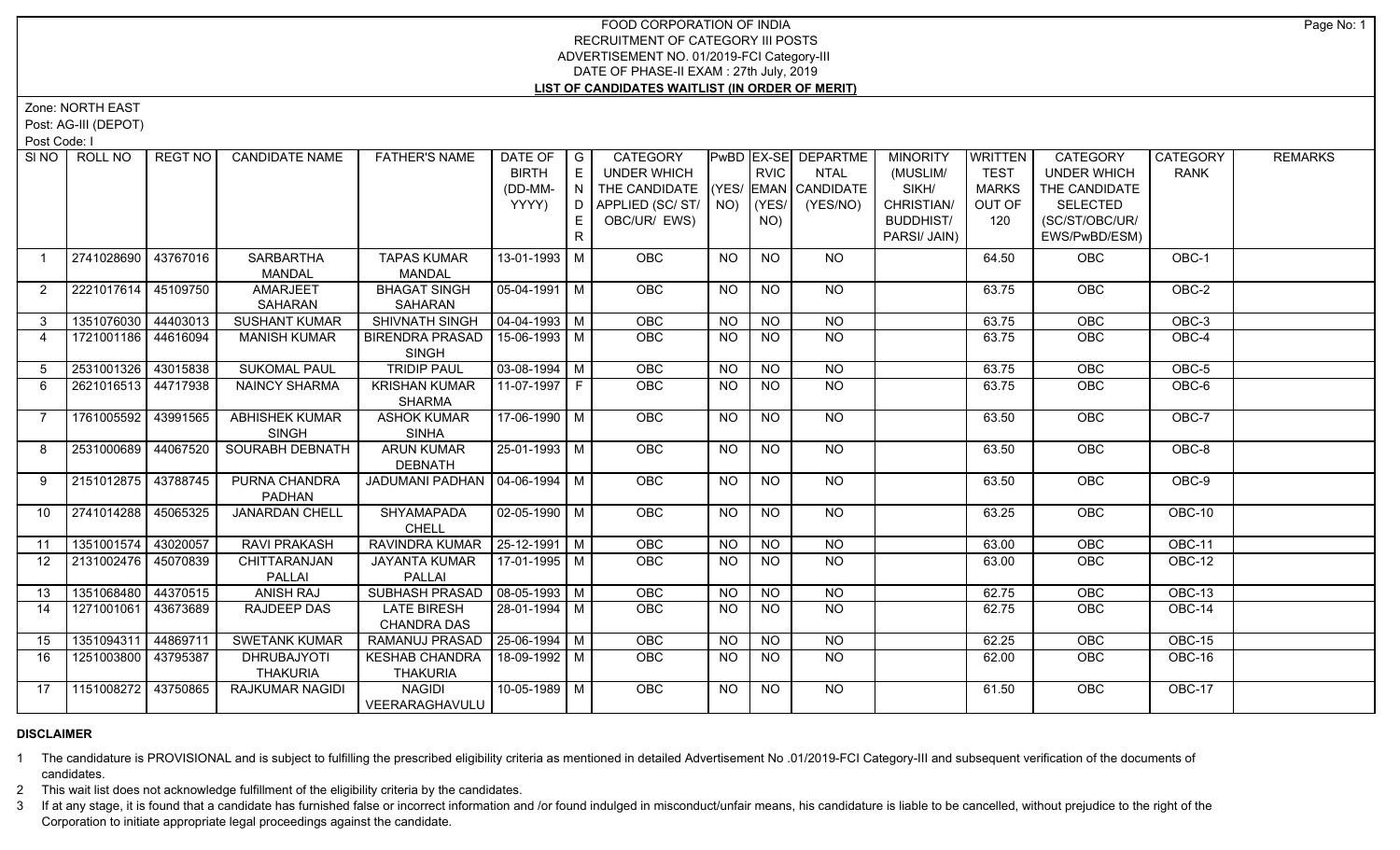# FOOD CORPORATION OF INDIA
## RECRUITMENT OF CATEGORY III POSTS
## ADVERTISEMENT NO. 01/2019-FCI Category-III
## DATE OF PHASE-II EXAM : 27th July, 2019
## LIST OF CANDIDATES WAITLIST (IN ORDER OF MERIT)

Zone: NORTH EAST

Post: AG-III (DEPOT)

Post Code: I

| Sl NO | ROLL NO | REGT NO | CANDIDATE NAME | FATHER'S NAME | DATE OF BIRTH (DD-MM-YYYY) | GENDER | CATEGORY UNDER WHICH THE CANDIDATE APPLIED (SC/ ST/ OBC/UR/ EWS) | PwBD (YES/ NO) | EX-SERVICEMAN (YES/ NO) | DEPARTMENTAL CANDIDATE (YES/NO) | MINORITY (MUSLIM/ SIKH/ CHRISTIAN/ BUDDHIST/ PARSI/ JAIN) | WRITTEN TEST MARKS OUT OF 120 | CATEGORY UNDER WHICH THE CANDIDATE SELECTED (SC/ST/OBC/UR/ EWS/PwBD/ESM) | CATEGORY RANK | REMARKS |
|---|---|---|---|---|---|---|---|---|---|---|---|---|---|---|---|
| 1 | 2741028690 | 43767016 | SARBARTHA MANDAL | TAPAS KUMAR MANDAL | 13-01-1993 | M | OBC | NO | NO | NO | | 64.50 | OBC | OBC-1 | |
| 2 | 2221017614 | 45109750 | AMARJEET SAHARAN | BHAGAT SINGH SAHARAN | 05-04-1991 | M | OBC | NO | NO | NO | | 63.75 | OBC | OBC-2 | |
| 3 | 1351076030 | 44403013 | SUSHANT KUMAR | SHIVNATH SINGH | 04-04-1993 | M | OBC | NO | NO | NO | | 63.75 | OBC | OBC-3 | |
| 4 | 1721001186 | 44616094 | MANISH KUMAR | BIRENDRA PRASAD SINGH | 15-06-1993 | M | OBC | NO | NO | NO | | 63.75 | OBC | OBC-4 | |
| 5 | 2531001326 | 43015838 | SUKOMAL PAUL | TRIDIP PAUL | 03-08-1994 | M | OBC | NO | NO | NO | | 63.75 | OBC | OBC-5 | |
| 6 | 2621016513 | 44717938 | NAINCY SHARMA | KRISHAN KUMAR SHARMA | 11-07-1997 | F | OBC | NO | NO | NO | | 63.75 | OBC | OBC-6 | |
| 7 | 1761005592 | 43991565 | ABHISHEK KUMAR SINGH | ASHOK KUMAR SINHA | 17-06-1990 | M | OBC | NO | NO | NO | | 63.50 | OBC | OBC-7 | |
| 8 | 2531000689 | 44067520 | SOURABH DEBNATH | ARUN KUMAR DEBNATH | 25-01-1993 | M | OBC | NO | NO | NO | | 63.50 | OBC | OBC-8 | |
| 9 | 2151012875 | 43788745 | PURNA CHANDRA PADHAN | JADUMANI PADHAN | 04-06-1994 | M | OBC | NO | NO | NO | | 63.50 | OBC | OBC-9 | |
| 10 | 2741014288 | 45065325 | JANARDAN CHELL | SHYAMAPADA CHELL | 02-05-1990 | M | OBC | NO | NO | NO | | 63.25 | OBC | OBC-10 | |
| 11 | 1351001574 | 43020057 | RAVI PRAKASH | RAVINDRA KUMAR | 25-12-1991 | M | OBC | NO | NO | NO | | 63.00 | OBC | OBC-11 | |
| 12 | 2131002476 | 45070839 | CHITTARANJAN PALLAI | JAYANTA KUMAR PALLAI | 17-01-1995 | M | OBC | NO | NO | NO | | 63.00 | OBC | OBC-12 | |
| 13 | 1351068480 | 44370515 | ANISH RAJ | SUBHASH PRASAD | 08-05-1993 | M | OBC | NO | NO | NO | | 62.75 | OBC | OBC-13 | |
| 14 | 1271001061 | 43673689 | RAJDEEP DAS | LATE BIRESH CHANDRA DAS | 28-01-1994 | M | OBC | NO | NO | NO | | 62.75 | OBC | OBC-14 | |
| 15 | 1351094311 | 44869711 | SWETANK KUMAR | RAMANUJ PRASAD | 25-06-1994 | M | OBC | NO | NO | NO | | 62.25 | OBC | OBC-15 | |
| 16 | 1251003800 | 43795387 | DHRUBAJYOTI THAKURIA | KESHAB CHANDRA THAKURIA | 18-09-1992 | M | OBC | NO | NO | NO | | 62.00 | OBC | OBC-16 | |
| 17 | 1151008272 | 43750865 | RAJKUMAR NAGIDI | NAGIDI VEERARAGHAVULU | 10-05-1989 | M | OBC | NO | NO | NO | | 61.50 | OBC | OBC-17 | |

**DISCLAIMER**

1 The candidature is PROVISIONAL and is subject to fulfilling the prescribed eligibility criteria as mentioned in detailed Advertisement No .01/2019-FCI Category-III and subsequent verification of the documents of candidates.

2 This wait list does not acknowledge fulfillment of the eligibility criteria by the candidates.

3 If at any stage, it is found that a candidate has furnished false or incorrect information and /or found indulged in misconduct/unfair means, his candidature is liable to be cancelled, without prejudice to the right of the Corporation to initiate appropriate legal proceedings against the candidate.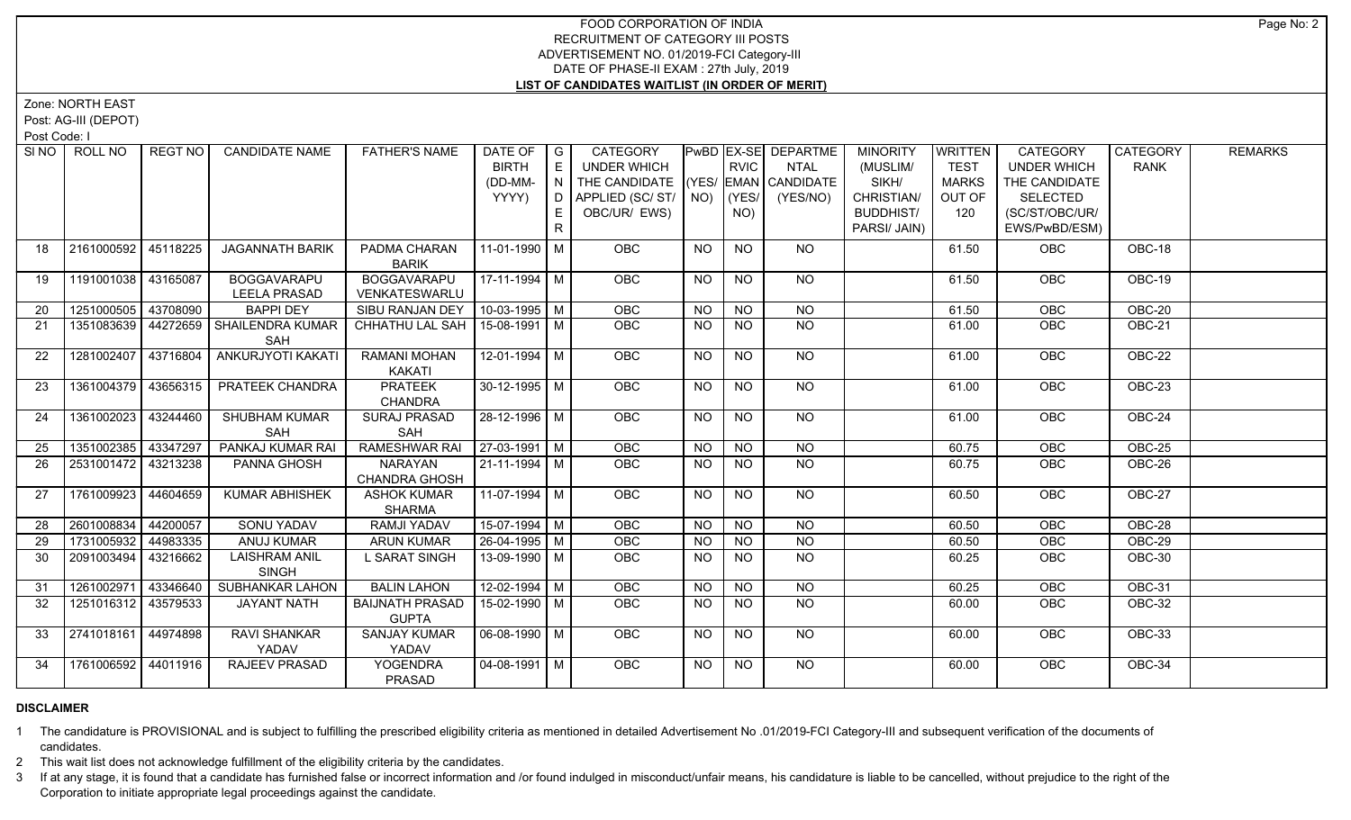FOOD CORPORATION OF INDIA
RECRUITMENT OF CATEGORY III POSTS
ADVERTISEMENT NO. 01/2019-FCI Category-III
DATE OF PHASE-II EXAM : 27th July, 2019
**LIST OF CANDIDATES WAITLIST (IN ORDER OF MERIT)**

Zone: NORTH EAST
Post: AG-III (DEPOT)
Post Code: I

| SI NO | ROLL NO | REGT NO | CANDIDATE NAME | FATHER'S NAME | DATE OF BIRTH (DD-MM-YYYY) | GENDER | CATEGORY UNDER WHICH THE CANDIDATE APPLIED (SC/ ST/ OBC/UR/ EWS) | PwBD (YES/ NO) | EX-SERVICEMAN (YES/ NO) | DEPARTMENTAL CANDIDATE (YES/NO) | MINORITY (MUSLIM/ SIKH/ CHRISTIAN/ BUDDHIST/ PARSI/ JAIN) | WRITTEN TEST MARKS OUT OF 120 | CATEGORY UNDER WHICH THE CANDIDATE SELECTED (SC/ST/OBC/UR/ EWS/PwBD/ESM) | CATEGORY RANK | REMARKS |
|---|---|---|---|---|---|---|---|---|---|---|---|---|---|---|---|
| 18 | 2161000592 | 45118225 | JAGANNATH BARIK | PADMA CHARAN BARIK | 11-01-1990 | M | OBC | NO | NO | NO | | 61.50 | OBC | OBC-18 | |
| 19 | 1191001038 | 43165087 | BOGGAVARAPU LEELA PRASAD | BOGGAVARAPU VENKATESWARLU | 17-11-1994 | M | OBC | NO | NO | NO | | 61.50 | OBC | OBC-19 | |
| 20 | 1251000505 | 43708090 | BAPPI DEY | SIBU RANJAN DEY | 10-03-1995 | M | OBC | NO | NO | NO | | 61.50 | OBC | OBC-20 | |
| 21 | 1351083639 | 44272659 | SHAILENDRA KUMAR SAH | CHHATHU LAL SAH | 15-08-1991 | M | OBC | NO | NO | NO | | 61.00 | OBC | OBC-21 | |
| 22 | 1281002407 | 43716804 | ANKURJYOTI KAKATI | RAMANI MOHAN KAKATI | 12-01-1994 | M | OBC | NO | NO | NO | | 61.00 | OBC | OBC-22 | |
| 23 | 1361004379 | 43656315 | PRATEEK CHANDRA | PRATEEK CHANDRA | 30-12-1995 | M | OBC | NO | NO | NO | | 61.00 | OBC | OBC-23 | |
| 24 | 1361002023 | 43244460 | SHUBHAM KUMAR SAH | SURAJ PRASAD SAH | 28-12-1996 | M | OBC | NO | NO | NO | | 61.00 | OBC | OBC-24 | |
| 25 | 1351002385 | 43347297 | PANKAJ KUMAR RAI | RAMESHWAR RAI | 27-03-1991 | M | OBC | NO | NO | NO | | 60.75 | OBC | OBC-25 | |
| 26 | 2531001472 | 43213238 | PANNA GHOSH | NARAYAN CHANDRA GHOSH | 21-11-1994 | M | OBC | NO | NO | NO | | 60.75 | OBC | OBC-26 | |
| 27 | 1761009923 | 44604659 | KUMAR ABHISHEK | ASHOK KUMAR SHARMA | 11-07-1994 | M | OBC | NO | NO | NO | | 60.50 | OBC | OBC-27 | |
| 28 | 2601008834 | 44200057 | SONU YADAV | RAMJI YADAV | 15-07-1994 | M | OBC | NO | NO | NO | | 60.50 | OBC | OBC-28 | |
| 29 | 1731005932 | 44983335 | ANUJ KUMAR | ARUN KUMAR | 26-04-1995 | M | OBC | NO | NO | NO | | 60.50 | OBC | OBC-29 | |
| 30 | 2091003494 | 43216662 | LAISHRAM ANIL SINGH | L SARAT SINGH | 13-09-1990 | M | OBC | NO | NO | NO | | 60.25 | OBC | OBC-30 | |
| 31 | 1261002971 | 43346640 | SUBHANKAR LAHON | BALIN LAHON | 12-02-1994 | M | OBC | NO | NO | NO | | 60.25 | OBC | OBC-31 | |
| 32 | 1251016312 | 43579533 | JAYANT NATH | BAIJNATH PRASAD GUPTA | 15-02-1990 | M | OBC | NO | NO | NO | | 60.00 | OBC | OBC-32 | |
| 33 | 2741018161 | 44974898 | RAVI SHANKAR YADAV | SANJAY KUMAR YADAV | 06-08-1990 | M | OBC | NO | NO | NO | | 60.00 | OBC | OBC-33 | |
| 34 | 1761006592 | 44011916 | RAJEEV PRASAD | YOGENDRA PRASAD | 04-08-1991 | M | OBC | NO | NO | NO | | 60.00 | OBC | OBC-34 | |

**DISCLAIMER**

1 The candidature is PROVISIONAL and is subject to fulfilling the prescribed eligibility criteria as mentioned in detailed Advertisement No .01/2019-FCI Category-III and subsequent verification of the documents of candidates.

2 This wait list does not acknowledge fulfillment of the eligibility criteria by the candidates.

3 If at any stage, it is found that a candidate has furnished false or incorrect information and /or found indulged in misconduct/unfair means, his candidature is liable to be cancelled, without prejudice to the right of the Corporation to initiate appropriate legal proceedings against the candidate.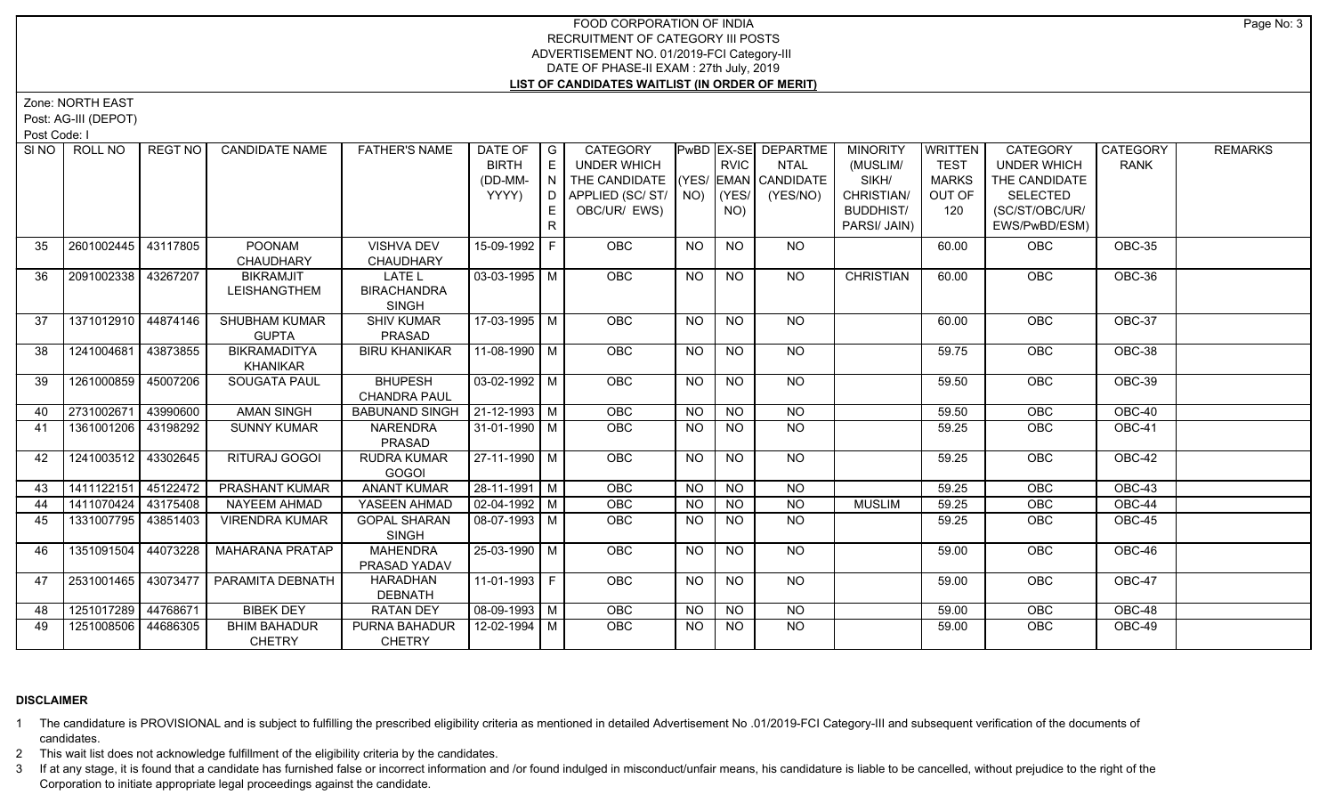# FOOD CORPORATION OF INDIA
## RECRUITMENT OF CATEGORY III POSTS
## ADVERTISEMENT NO. 01/2019-FCI Category-III
## DATE OF PHASE-II EXAM : 27th July, 2019
## LIST OF CANDIDATES WAITLIST (IN ORDER OF MERIT)

Zone: NORTH EAST
Post: AG-III (DEPOT)
Post Code: I

| SI NO | ROLL NO | REGT NO | CANDIDATE NAME | FATHER'S NAME | DATE OF BIRTH (DD-MM-YYYY) | GENDER | CATEGORY UNDER WHICH THE CANDIDATE APPLIED (SC/ ST/ OBC/UR/ EWS) | PwBD (YES/ NO) | EX-SERVICEMAN (YES/ NO) | DEPARTMENTAL CANDIDATE (YES/NO) | MINORITY (MUSLIM/ SIKH/ CHRISTIAN/ BUDDHIST/ PARSI/ JAIN) | WRITTEN TEST MARKS OUT OF 120 | CATEGORY UNDER WHICH THE CANDIDATE SELECTED (SC/ST/OBC/UR/ EWS/PwBD/ESM) | CATEGORY RANK | REMARKS |
|---|---|---|---|---|---|---|---|---|---|---|---|---|---|---|---|
| 35 | 2601002445 | 43117805 | POONAM CHAUDHARY | VISHVA DEV CHAUDHARY | 15-09-1992 | F | OBC | NO | NO | NO | | 60.00 | OBC | OBC-35 | |
| 36 | 2091002338 | 43267207 | BIKRAMJIT LEISHANGTHEM | LATE L BIRACHANDRA SINGH | 03-03-1995 | M | OBC | NO | NO | NO | CHRISTIAN | 60.00 | OBC | OBC-36 | |
| 37 | 1371012910 | 44874146 | SHUBHAM KUMAR GUPTA | SHIV KUMAR PRASAD | 17-03-1995 | M | OBC | NO | NO | NO | | 60.00 | OBC | OBC-37 | |
| 38 | 1241004681 | 43873855 | BIKRAMADITYA KHANIKAR | BIRU KHANIKAR | 11-08-1990 | M | OBC | NO | NO | NO | | 59.75 | OBC | OBC-38 | |
| 39 | 1261000859 | 45007206 | SOUGATA PAUL | BHUPESH CHANDRA PAUL | 03-02-1992 | M | OBC | NO | NO | NO | | 59.50 | OBC | OBC-39 | |
| 40 | 2731002671 | 43990600 | AMAN SINGH | BABUNAND SINGH | 21-12-1993 | M | OBC | NO | NO | NO | | 59.50 | OBC | OBC-40 | |
| 41 | 1361001206 | 43198292 | SUNNY KUMAR | NARENDRA PRASAD | 31-01-1990 | M | OBC | NO | NO | NO | | 59.25 | OBC | OBC-41 | |
| 42 | 1241003512 | 43302645 | RITURAJ GOGOI | RUDRA KUMAR GOGOI | 27-11-1990 | M | OBC | NO | NO | NO | | 59.25 | OBC | OBC-42 | |
| 43 | 1411122151 | 45122472 | PRASHANT KUMAR | ANANT KUMAR | 28-11-1991 | M | OBC | NO | NO | NO | | 59.25 | OBC | OBC-43 | |
| 44 | 1411070424 | 43175408 | NAYEEM AHMAD | YASEEN AHMAD | 02-04-1992 | M | OBC | NO | NO | NO | MUSLIM | 59.25 | OBC | OBC-44 | |
| 45 | 1331007795 | 43851403 | VIRENDRA KUMAR | GOPAL SHARAN SINGH | 08-07-1993 | M | OBC | NO | NO | NO | | 59.25 | OBC | OBC-45 | |
| 46 | 1351091504 | 44073228 | MAHARANA PRATAP | MAHENDRA PRASAD YADAV | 25-03-1990 | M | OBC | NO | NO | NO | | 59.00 | OBC | OBC-46 | |
| 47 | 2531001465 | 43073477 | PARAMITA DEBNATH | HARADHAN DEBNATH | 11-01-1993 | F | OBC | NO | NO | NO | | 59.00 | OBC | OBC-47 | |
| 48 | 1251017289 | 44768671 | BIBEK DEY | RATAN DEY | 08-09-1993 | M | OBC | NO | NO | NO | | 59.00 | OBC | OBC-48 | |
| 49 | 1251008506 | 44686305 | BHIM BAHADUR CHETRY | PURNA BAHADUR CHETRY | 12-02-1994 | M | OBC | NO | NO | NO | | 59.00 | OBC | OBC-49 | |

**DISCLAIMER**

1 The candidature is PROVISIONAL and is subject to fulfilling the prescribed eligibility criteria as mentioned in detailed Advertisement No .01/2019-FCI Category-III and subsequent verification of the documents of candidates.

2 This wait list does not acknowledge fulfillment of the eligibility criteria by the candidates.

3 If at any stage, it is found that a candidate has furnished false or incorrect information and /or found indulged in misconduct/unfair means, his candidature is liable to be cancelled, without prejudice to the right of the Corporation to initiate appropriate legal proceedings against the candidate.